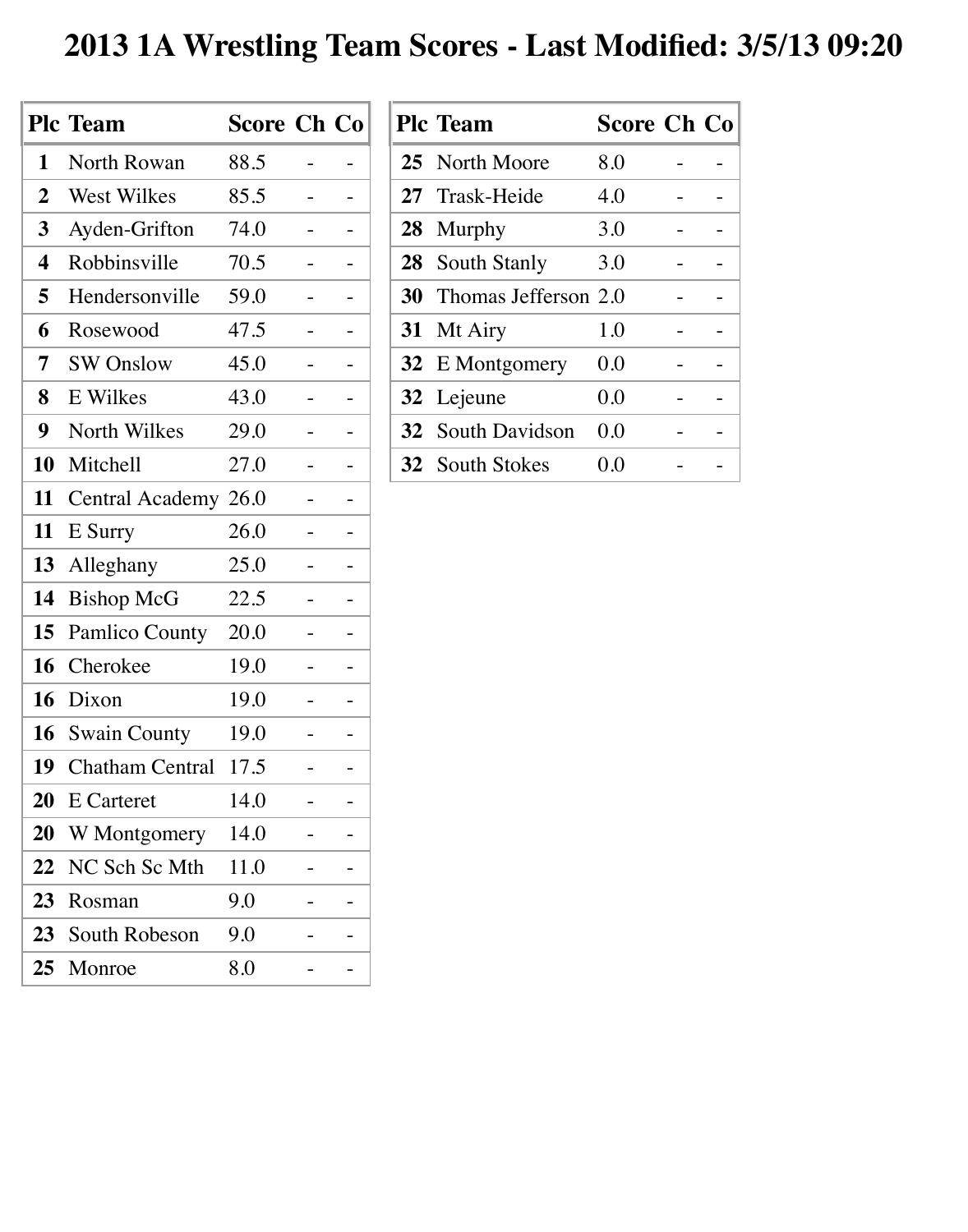# 2013 1A Wrestling Team Scores - Last Modified: 3/5/13 09:20

| Plc | Team | Score | Ch | Co |
|---|---|---|---|---|
| 1 | North Rowan | 88.5 | - | - |
| 2 | West Wilkes | 85.5 | - | - |
| 3 | Ayden-Grifton | 74.0 | - | - |
| 4 | Robbinsville | 70.5 | - | - |
| 5 | Hendersonville | 59.0 | - | - |
| 6 | Rosewood | 47.5 | - | - |
| 7 | SW Onslow | 45.0 | - | - |
| 8 | E Wilkes | 43.0 | - | - |
| 9 | North Wilkes | 29.0 | - | - |
| 10 | Mitchell | 27.0 | - | - |
| 11 | Central Academy | 26.0 | - | - |
| 11 | E Surry | 26.0 | - | - |
| 13 | Alleghany | 25.0 | - | - |
| 14 | Bishop McG | 22.5 | - | - |
| 15 | Pamlico County | 20.0 | - | - |
| 16 | Cherokee | 19.0 | - | - |
| 16 | Dixon | 19.0 | - | - |
| 16 | Swain County | 19.0 | - | - |
| 19 | Chatham Central | 17.5 | - | - |
| 20 | E Carteret | 14.0 | - | - |
| 20 | W Montgomery | 14.0 | - | - |
| 22 | NC Sch Sc Mth | 11.0 | - | - |
| 23 | Rosman | 9.0 | - | - |
| 23 | South Robeson | 9.0 | - | - |
| 25 | Monroe | 8.0 | - | - |
| 25 | North Moore | 8.0 | - | - |
| 27 | Trask-Heide | 4.0 | - | - |
| 28 | Murphy | 3.0 | - | - |
| 28 | South Stanly | 3.0 | - | - |
| 30 | Thomas Jefferson | 2.0 | - | - |
| 31 | Mt Airy | 1.0 | - | - |
| 32 | E Montgomery | 0.0 | - | - |
| 32 | Lejeune | 0.0 | - | - |
| 32 | South Davidson | 0.0 | - | - |
| 32 | South Stokes | 0.0 | - | - |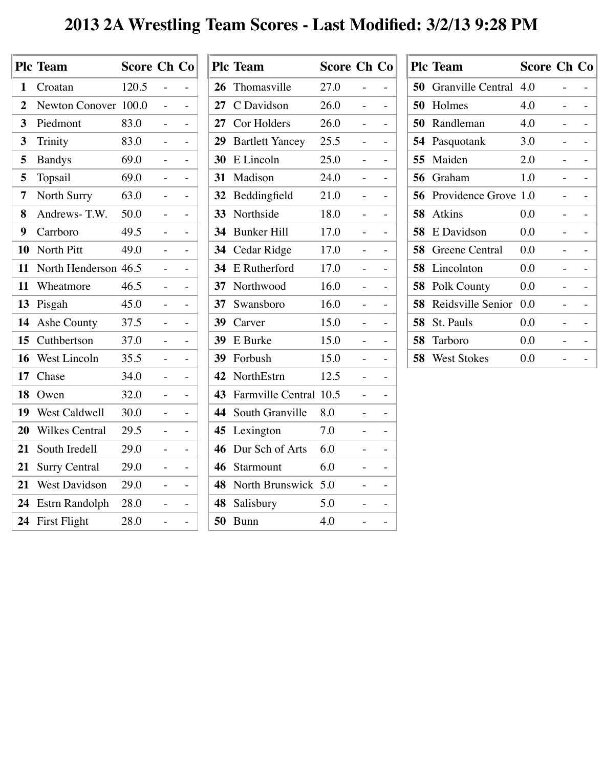# 2013 2A Wrestling Team Scores - Last Modified: 3/2/13 9:28 PM

| Plc | Team | Score | Ch | Co |
|---|---|---|---|---|
| 1 | Croatan | 120.5 | - | - |
| 2 | Newton Conover | 100.0 | - | - |
| 3 | Piedmont | 83.0 | - | - |
| 3 | Trinity | 83.0 | - | - |
| 5 | Bandys | 69.0 | - | - |
| 5 | Topsail | 69.0 | - | - |
| 7 | North Surry | 63.0 | - | - |
| 8 | Andrews- T.W. | 50.0 | - | - |
| 9 | Carrboro | 49.5 | - | - |
| 10 | North Pitt | 49.0 | - | - |
| 11 | North Henderson | 46.5 | - | - |
| 11 | Wheatmore | 46.5 | - | - |
| 13 | Pisgah | 45.0 | - | - |
| 14 | Ashe County | 37.5 | - | - |
| 15 | Cuthbertson | 37.0 | - | - |
| 16 | West Lincoln | 35.5 | - | - |
| 17 | Chase | 34.0 | - | - |
| 18 | Owen | 32.0 | - | - |
| 19 | West Caldwell | 30.0 | - | - |
| 20 | Wilkes Central | 29.5 | - | - |
| 21 | South Iredell | 29.0 | - | - |
| 21 | Surry Central | 29.0 | - | - |
| 21 | West Davidson | 29.0 | - | - |
| 24 | Estrn Randolph | 28.0 | - | - |
| 24 | First Flight | 28.0 | - | - |
| 26 | Thomasville | 27.0 | - | - |
| 27 | C Davidson | 26.0 | - | - |
| 27 | Cor Holders | 26.0 | - | - |
| 29 | Bartlett Yancey | 25.5 | - | - |
| 30 | E Lincoln | 25.0 | - | - |
| 31 | Madison | 24.0 | - | - |
| 32 | Beddingfield | 21.0 | - | - |
| 33 | Northside | 18.0 | - | - |
| 34 | Bunker Hill | 17.0 | - | - |
| 34 | Cedar Ridge | 17.0 | - | - |
| 34 | E Rutherford | 17.0 | - | - |
| 37 | Northwood | 16.0 | - | - |
| 37 | Swansboro | 16.0 | - | - |
| 39 | Carver | 15.0 | - | - |
| 39 | E Burke | 15.0 | - | - |
| 39 | Forbush | 15.0 | - | - |
| 42 | NorthEstrn | 12.5 | - | - |
| 43 | Farmville Central | 10.5 | - | - |
| 44 | South Granville | 8.0 | - | - |
| 45 | Lexington | 7.0 | - | - |
| 46 | Dur Sch of Arts | 6.0 | - | - |
| 46 | Starmount | 6.0 | - | - |
| 48 | North Brunswick | 5.0 | - | - |
| 48 | Salisbury | 5.0 | - | - |
| 50 | Bunn | 4.0 | - | - |
| 50 | Granville Central | 4.0 | - | - |
| 50 | Holmes | 4.0 | - | - |
| 50 | Randleman | 4.0 | - | - |
| 54 | Pasquotank | 3.0 | - | - |
| 55 | Maiden | 2.0 | - | - |
| 56 | Graham | 1.0 | - | - |
| 56 | Providence Grove | 1.0 | - | - |
| 58 | Atkins | 0.0 | - | - |
| 58 | E Davidson | 0.0 | - | - |
| 58 | Greene Central | 0.0 | - | - |
| 58 | Lincolnton | 0.0 | - | - |
| 58 | Polk County | 0.0 | - | - |
| 58 | Reidsville Senior | 0.0 | - | - |
| 58 | St. Pauls | 0.0 | - | - |
| 58 | Tarboro | 0.0 | - | - |
| 58 | West Stokes | 0.0 | - | - |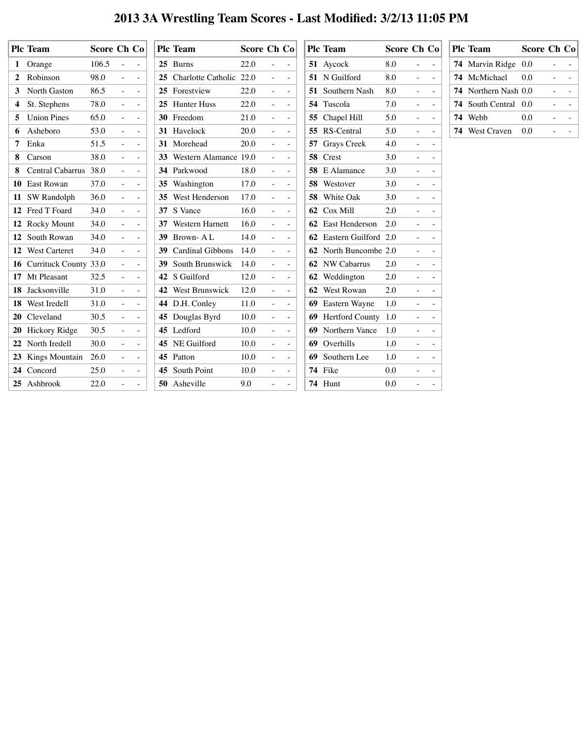# 2013 3A Wrestling Team Scores - Last Modified: 3/2/13 11:05 PM

| Plc | Team | Score | Ch | Co |
|---|---|---|---|---|
| 1 | Orange | 106.5 | - | - |
| 2 | Robinson | 98.0 | - | - |
| 3 | North Gaston | 86.5 | - | - |
| 4 | St. Stephens | 78.0 | - | - |
| 5 | Union Pines | 65.0 | - | - |
| 6 | Asheboro | 53.0 | - | - |
| 7 | Enka | 51.5 | - | - |
| 8 | Carson | 38.0 | - | - |
| 8 | Central Cabarrus | 38.0 | - | - |
| 10 | East Rowan | 37.0 | - | - |
| 11 | SW Randolph | 36.0 | - | - |
| 12 | Fred T Foard | 34.0 | - | - |
| 12 | Rocky Mount | 34.0 | - | - |
| 12 | South Rowan | 34.0 | - | - |
| 12 | West Carteret | 34.0 | - | - |
| 16 | Currituck County | 33.0 | - | - |
| 17 | Mt Pleasant | 32.5 | - | - |
| 18 | Jacksonville | 31.0 | - | - |
| 18 | West Iredell | 31.0 | - | - |
| 20 | Cleveland | 30.5 | - | - |
| 20 | Hickory Ridge | 30.5 | - | - |
| 22 | North Iredell | 30.0 | - | - |
| 23 | Kings Mountain | 26.0 | - | - |
| 24 | Concord | 25.0 | - | - |
| 25 | Ashbrook | 22.0 | - | - |
| 25 | Burns | 22.0 | - | - |
| 25 | Charlotte Catholic | 22.0 | - | - |
| 25 | Forestview | 22.0 | - | - |
| 25 | Hunter Huss | 22.0 | - | - |
| 30 | Freedom | 21.0 | - | - |
| 31 | Havelock | 20.0 | - | - |
| 31 | Morehead | 20.0 | - | - |
| 33 | Western Alamance | 19.0 | - | - |
| 34 | Parkwood | 18.0 | - | - |
| 35 | Washington | 17.0 | - | - |
| 35 | West Henderson | 17.0 | - | - |
| 37 | S Vance | 16.0 | - | - |
| 37 | Western Harnett | 16.0 | - | - |
| 39 | Brown- A L | 14.0 | - | - |
| 39 | Cardinal Gibbons | 14.0 | - | - |
| 39 | South Brunswick | 14.0 | - | - |
| 42 | S Guilford | 12.0 | - | - |
| 42 | West Brunswick | 12.0 | - | - |
| 44 | D.H. Conley | 11.0 | - | - |
| 45 | Douglas Byrd | 10.0 | - | - |
| 45 | Ledford | 10.0 | - | - |
| 45 | NE Guilford | 10.0 | - | - |
| 45 | Patton | 10.0 | - | - |
| 45 | South Point | 10.0 | - | - |
| 50 | Asheville | 9.0 | - | - |
| 51 | Aycock | 8.0 | - | - |
| 51 | N Guilford | 8.0 | - | - |
| 51 | Southern Nash | 8.0 | - | - |
| 54 | Tuscola | 7.0 | - | - |
| 55 | Chapel Hill | 5.0 | - | - |
| 55 | RS-Central | 5.0 | - | - |
| 57 | Grays Creek | 4.0 | - | - |
| 58 | Crest | 3.0 | - | - |
| 58 | E Alamance | 3.0 | - | - |
| 58 | Westover | 3.0 | - | - |
| 58 | White Oak | 3.0 | - | - |
| 62 | Cox Mill | 2.0 | - | - |
| 62 | East Henderson | 2.0 | - | - |
| 62 | Eastern Guilford | 2.0 | - | - |
| 62 | North Buncombe | 2.0 | - | - |
| 62 | NW Cabarrus | 2.0 | - | - |
| 62 | Weddington | 2.0 | - | - |
| 62 | West Rowan | 2.0 | - | - |
| 69 | Eastern Wayne | 1.0 | - | - |
| 69 | Hertford County | 1.0 | - | - |
| 69 | Northern Vance | 1.0 | - | - |
| 69 | Overhills | 1.0 | - | - |
| 69 | Southern Lee | 1.0 | - | - |
| 74 | Fike | 0.0 | - | - |
| 74 | Hunt | 0.0 | - | - |
| 74 | Marvin Ridge | 0.0 | - | - |
| 74 | McMichael | 0.0 | - | - |
| 74 | Northern Nash | 0.0 | - | - |
| 74 | South Central | 0.0 | - | - |
| 74 | Webb | 0.0 | - | - |
| 74 | West Craven | 0.0 | - | - |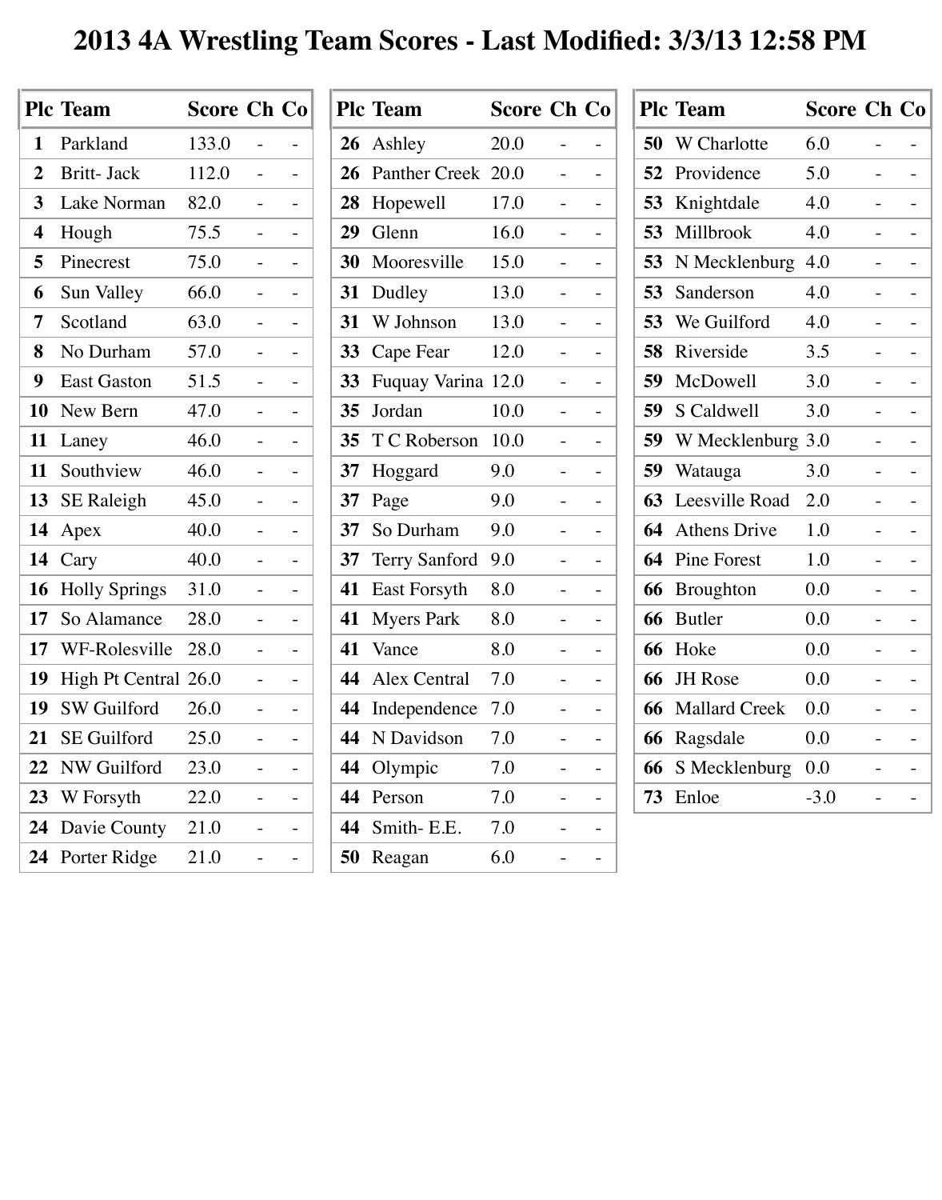# 2013 4A Wrestling Team Scores - Last Modified: 3/3/13 12:58 PM

| Plc | Team | Score | Ch | Co |
|---|---|---|---|---|
| 1 | Parkland | 133.0 | - | - |
| 2 | Britt- Jack | 112.0 | - | - |
| 3 | Lake Norman | 82.0 | - | - |
| 4 | Hough | 75.5 | - | - |
| 5 | Pinecrest | 75.0 | - | - |
| 6 | Sun Valley | 66.0 | - | - |
| 7 | Scotland | 63.0 | - | - |
| 8 | No Durham | 57.0 | - | - |
| 9 | East Gaston | 51.5 | - | - |
| 10 | New Bern | 47.0 | - | - |
| 11 | Laney | 46.0 | - | - |
| 11 | Southview | 46.0 | - | - |
| 13 | SE Raleigh | 45.0 | - | - |
| 14 | Apex | 40.0 | - | - |
| 14 | Cary | 40.0 | - | - |
| 16 | Holly Springs | 31.0 | - | - |
| 17 | So Alamance | 28.0 | - | - |
| 17 | WF-Rolesville | 28.0 | - | - |
| 19 | High Pt Central | 26.0 | - | - |
| 19 | SW Guilford | 26.0 | - | - |
| 21 | SE Guilford | 25.0 | - | - |
| 22 | NW Guilford | 23.0 | - | - |
| 23 | W Forsyth | 22.0 | - | - |
| 24 | Davie County | 21.0 | - | - |
| 24 | Porter Ridge | 21.0 | - | - |
| 26 | Ashley | 20.0 | - | - |
| 26 | Panther Creek | 20.0 | - | - |
| 28 | Hopewell | 17.0 | - | - |
| 29 | Glenn | 16.0 | - | - |
| 30 | Mooresville | 15.0 | - | - |
| 31 | Dudley | 13.0 | - | - |
| 31 | W Johnson | 13.0 | - | - |
| 33 | Cape Fear | 12.0 | - | - |
| 33 | Fuquay Varina | 12.0 | - | - |
| 35 | Jordan | 10.0 | - | - |
| 35 | T C Roberson | 10.0 | - | - |
| 37 | Hoggard | 9.0 | - | - |
| 37 | Page | 9.0 | - | - |
| 37 | So Durham | 9.0 | - | - |
| 37 | Terry Sanford | 9.0 | - | - |
| 41 | East Forsyth | 8.0 | - | - |
| 41 | Myers Park | 8.0 | - | - |
| 41 | Vance | 8.0 | - | - |
| 44 | Alex Central | 7.0 | - | - |
| 44 | Independence | 7.0 | - | - |
| 44 | N Davidson | 7.0 | - | - |
| 44 | Olympic | 7.0 | - | - |
| 44 | Person | 7.0 | - | - |
| 44 | Smith- E.E. | 7.0 | - | - |
| 50 | Reagan | 6.0 | - | - |
| 50 | W Charlotte | 6.0 | - | - |
| 52 | Providence | 5.0 | - | - |
| 53 | Knightdale | 4.0 | - | - |
| 53 | Millbrook | 4.0 | - | - |
| 53 | N Mecklenburg | 4.0 | - | - |
| 53 | Sanderson | 4.0 | - | - |
| 53 | We Guilford | 4.0 | - | - |
| 58 | Riverside | 3.5 | - | - |
| 59 | McDowell | 3.0 | - | - |
| 59 | S Caldwell | 3.0 | - | - |
| 59 | W Mecklenburg | 3.0 | - | - |
| 59 | Watauga | 3.0 | - | - |
| 63 | Leesville Road | 2.0 | - | - |
| 64 | Athens Drive | 1.0 | - | - |
| 64 | Pine Forest | 1.0 | - | - |
| 66 | Broughton | 0.0 | - | - |
| 66 | Butler | 0.0 | - | - |
| 66 | Hoke | 0.0 | - | - |
| 66 | JH Rose | 0.0 | - | - |
| 66 | Mallard Creek | 0.0 | - | - |
| 66 | Ragsdale | 0.0 | - | - |
| 66 | S Mecklenburg | 0.0 | - | - |
| 73 | Enloe | -3.0 | - | - |